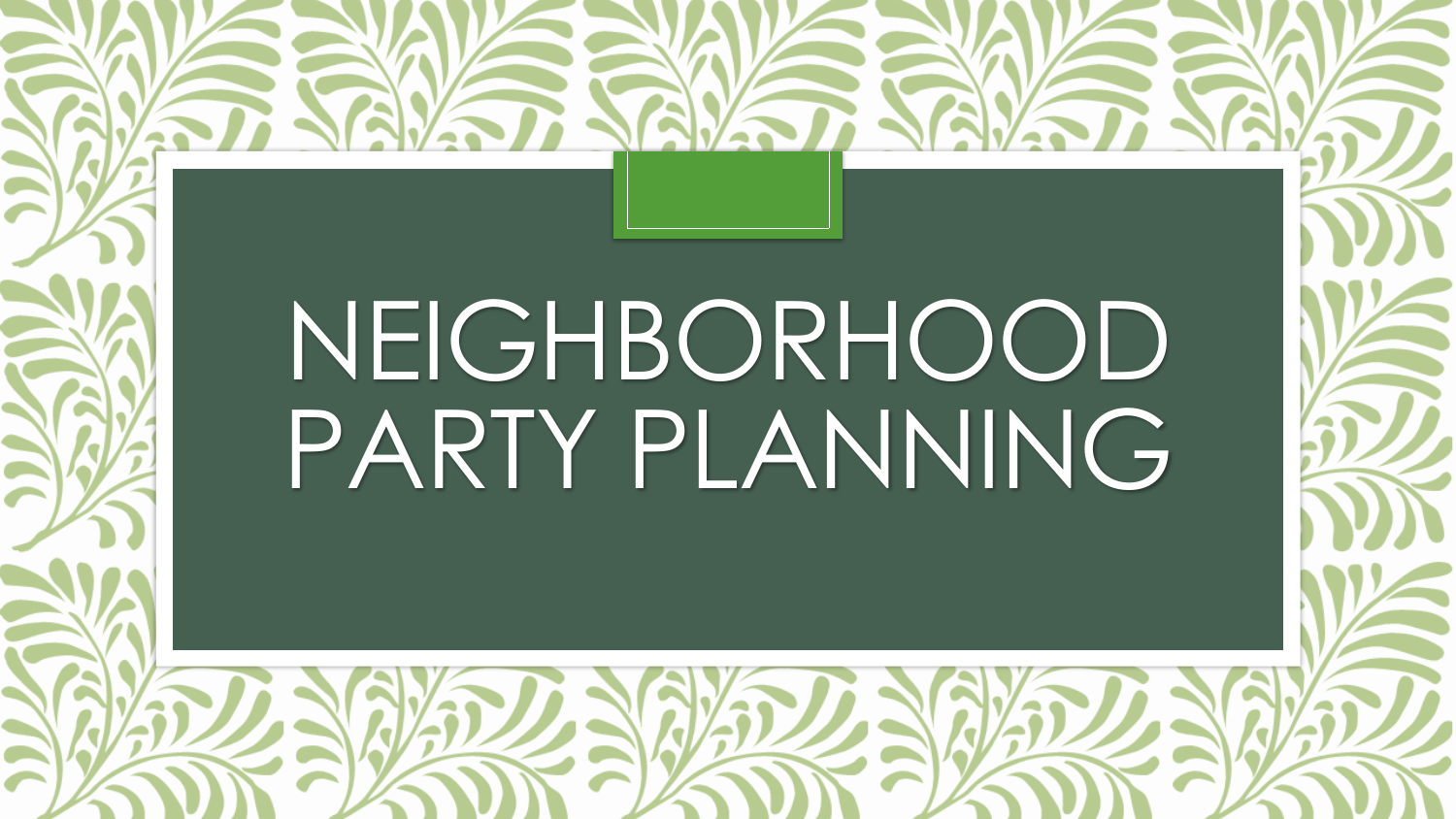# NEIGHBORHOOD PARTY PLANNING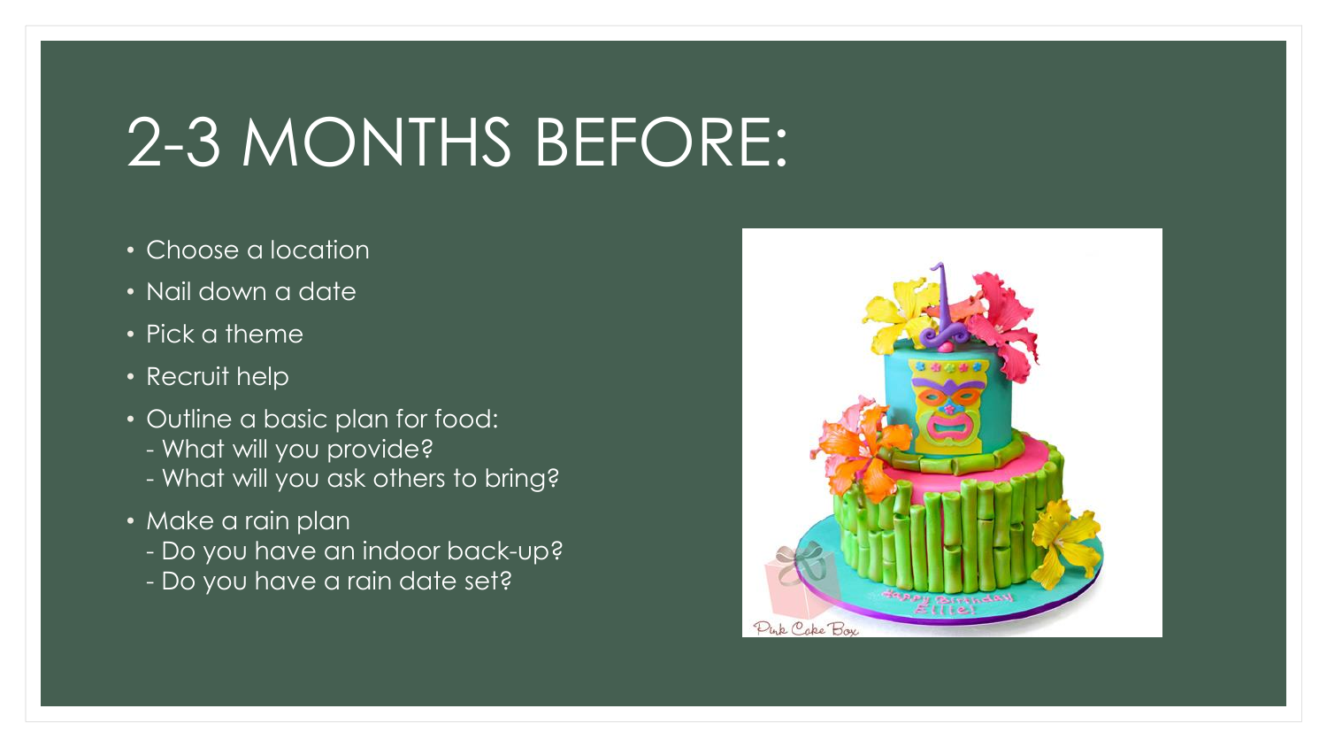# 2-3 MONTHS BEFORE:

- Choose a location
- Nail down a date
- Pick a theme
- Recruit help
- Outline a basic plan for food:
  - What will you provide?
  - What will you ask others to bring?
- Make a rain plan
  - Do you have an indoor back-up?
  - Do you have a rain date set?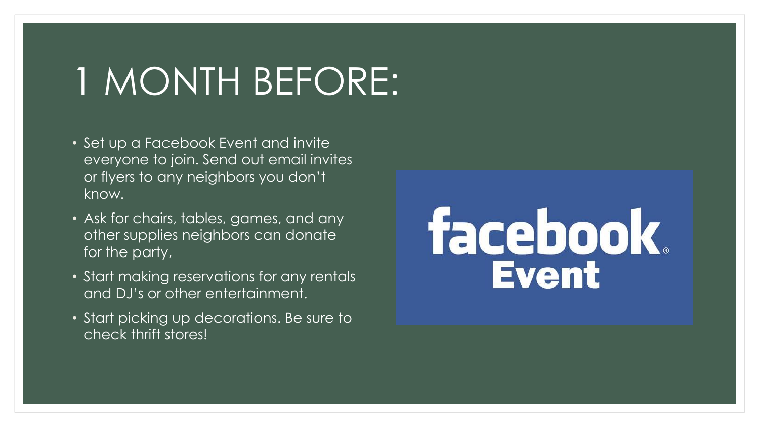# 1 MONTH BEFORE:

- Set up a Facebook Event and invite everyone to join. Send out email invites or flyers to any neighbors you don't know.
- Ask for chairs, tables, games, and any other supplies neighbors can donate for the party,
- Start making reservations for any rentals and DJ's or other entertainment.
- Start picking up decorations. Be sure to check thrift stores!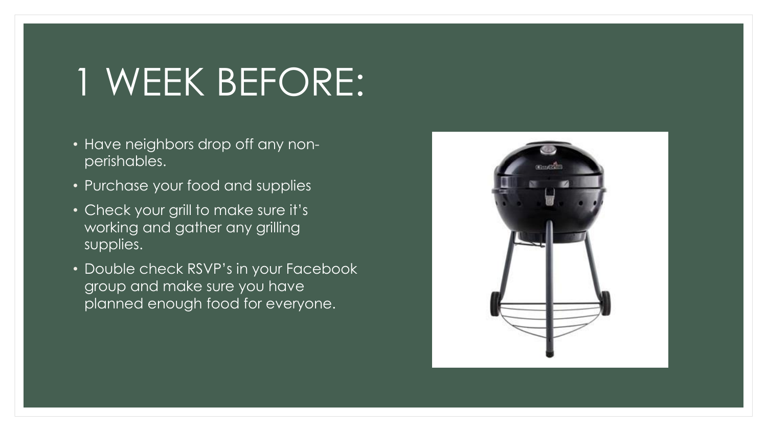# 1 WEEK BEFORE:

- Have neighbors drop off any non-perishables.
- Purchase your food and supplies
- Check your grill to make sure it's working and gather any grilling supplies.
- Double check RSVP's in your Facebook group and make sure you have planned enough food for everyone.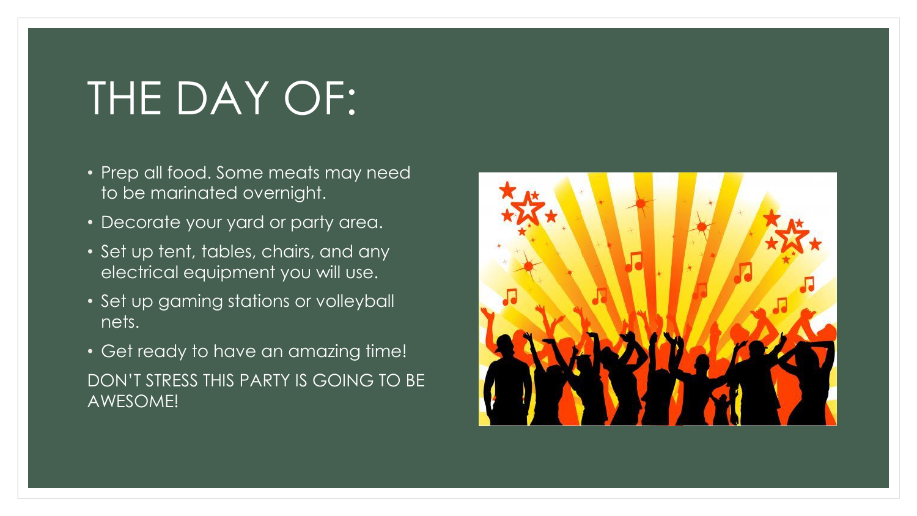# THE DAY OF:

- Prep all food. Some meats may need to be marinated overnight.
- Decorate your yard or party area.
- Set up tent, tables, chairs, and any electrical equipment you will use.
- Set up gaming stations or volleyball nets.
- Get ready to have an amazing time!

DON'T STRESS THIS PARTY IS GOING TO BE AWESOME!